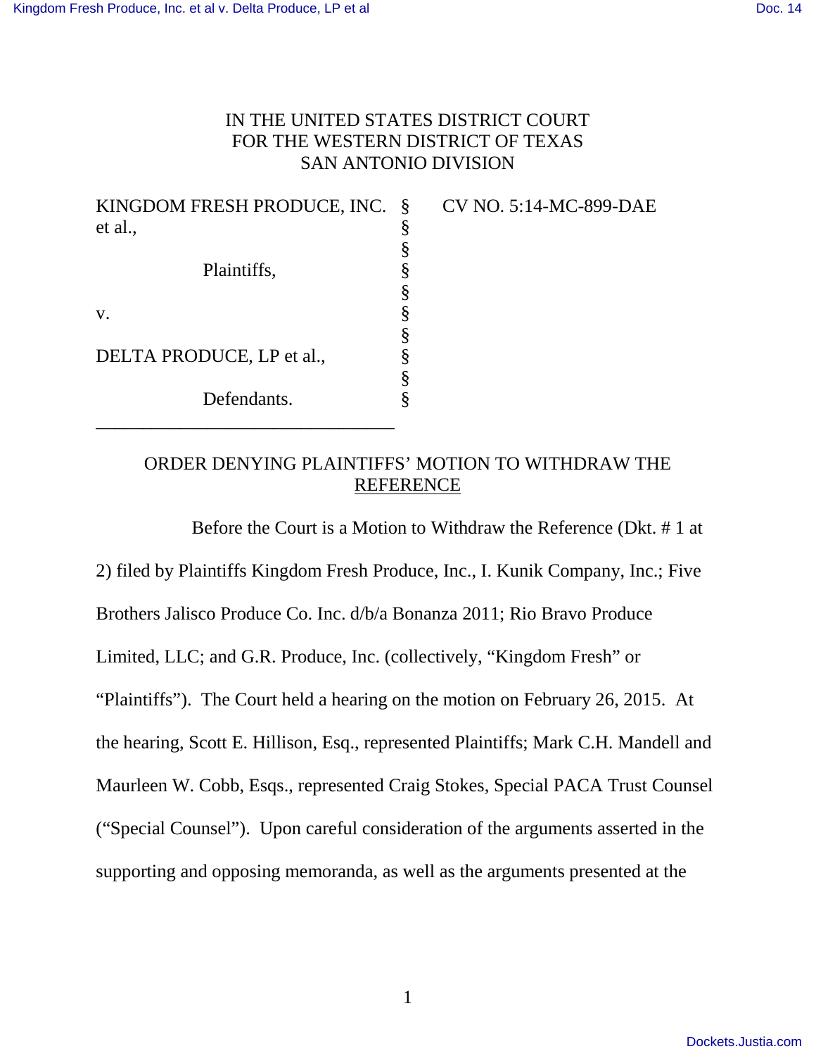IN THE UNITED STATES DISTRICT COURT
FOR THE WESTERN DISTRICT OF TEXAS
SAN ANTONIO DIVISION

| | | |
|---|---|---|
| KINGDOM FRESH PRODUCE, INC. et al., | § | CV NO. 5:14-MC-899-DAE |
| | § | |
| Plaintiffs, | § | |
| | § | |
| v. | § | |
| | § | |
| DELTA PRODUCE, LP et al., | § | |
| | § | |
| Defendants. | § | |

## ORDER DENYING PLAINTIFFS' MOTION TO WITHDRAW THE REFERENCE

Before the Court is a Motion to Withdraw the Reference (Dkt. # 1 at 2) filed by Plaintiffs Kingdom Fresh Produce, Inc., I. Kunik Company, Inc.; Five Brothers Jalisco Produce Co. Inc. d/b/a Bonanza 2011; Rio Bravo Produce Limited, LLC; and G.R. Produce, Inc. (collectively, "Kingdom Fresh" or "Plaintiffs"). The Court held a hearing on the motion on February 26, 2015. At the hearing, Scott E. Hillison, Esq., represented Plaintiffs; Mark C.H. Mandell and Maurleen W. Cobb, Esqs., represented Craig Stokes, Special PACA Trust Counsel ("Special Counsel"). Upon careful consideration of the arguments asserted in the supporting and opposing memoranda, as well as the arguments presented at the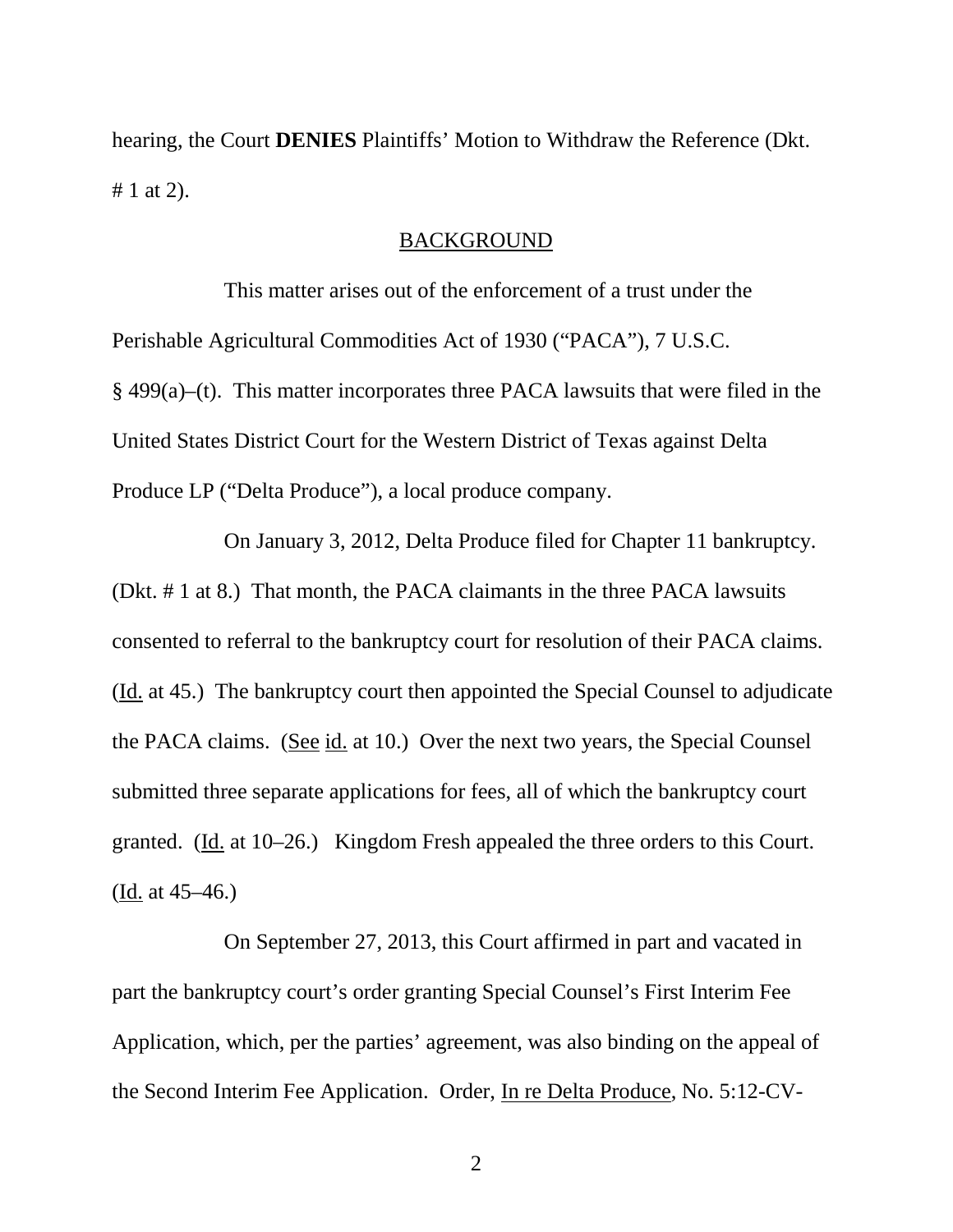hearing, the Court **DENIES** Plaintiffs' Motion to Withdraw the Reference (Dkt. # 1 at 2).

## BACKGROUND

This matter arises out of the enforcement of a trust under the Perishable Agricultural Commodities Act of 1930 ("PACA"), 7 U.S.C. § 499(a)–(t). This matter incorporates three PACA lawsuits that were filed in the United States District Court for the Western District of Texas against Delta Produce LP ("Delta Produce"), a local produce company.

On January 3, 2012, Delta Produce filed for Chapter 11 bankruptcy. (Dkt. # 1 at 8.) That month, the PACA claimants in the three PACA lawsuits consented to referral to the bankruptcy court for resolution of their PACA claims. (Id. at 45.) The bankruptcy court then appointed the Special Counsel to adjudicate the PACA claims. (See id. at 10.) Over the next two years, the Special Counsel submitted three separate applications for fees, all of which the bankruptcy court granted. (Id. at 10–26.) Kingdom Fresh appealed the three orders to this Court. (Id. at 45–46.)

On September 27, 2013, this Court affirmed in part and vacated in part the bankruptcy court's order granting Special Counsel's First Interim Fee Application, which, per the parties' agreement, was also binding on the appeal of the Second Interim Fee Application. Order, In re Delta Produce, No. 5:12-CV-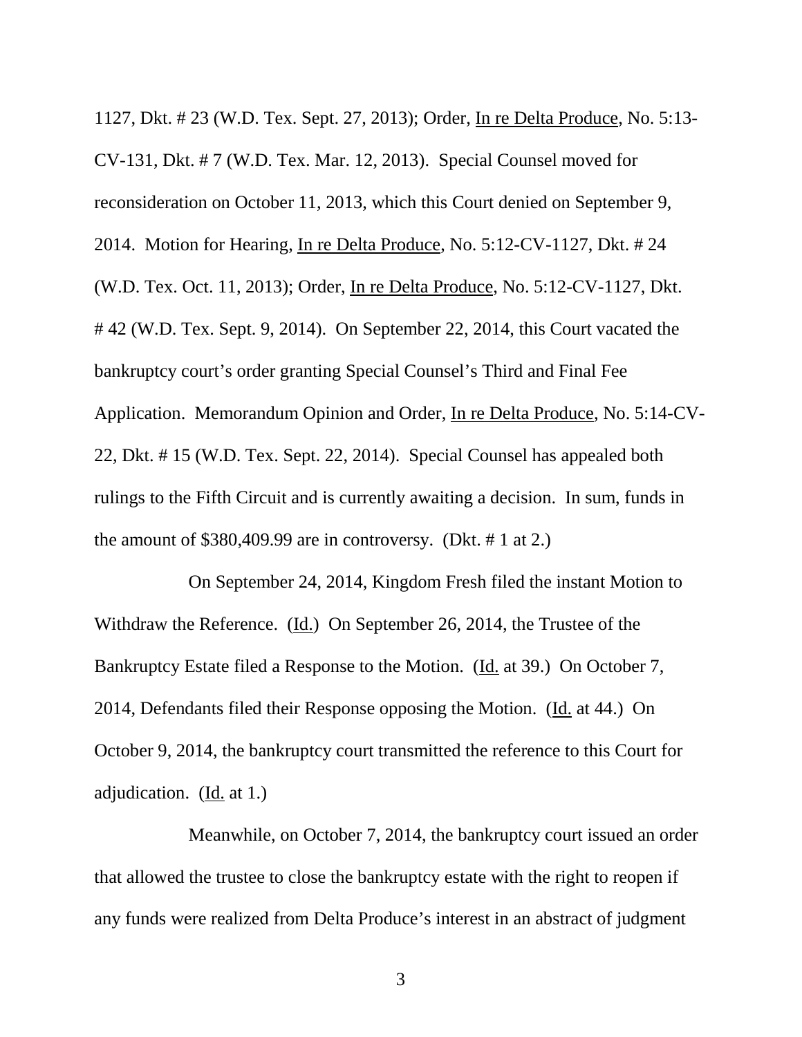1127, Dkt. # 23 (W.D. Tex. Sept. 27, 2013); Order, In re Delta Produce, No. 5:13-CV-131, Dkt. # 7 (W.D. Tex. Mar. 12, 2013). Special Counsel moved for reconsideration on October 11, 2013, which this Court denied on September 9, 2014. Motion for Hearing, In re Delta Produce, No. 5:12-CV-1127, Dkt. # 24 (W.D. Tex. Oct. 11, 2013); Order, In re Delta Produce, No. 5:12-CV-1127, Dkt. # 42 (W.D. Tex. Sept. 9, 2014). On September 22, 2014, this Court vacated the bankruptcy court's order granting Special Counsel's Third and Final Fee Application. Memorandum Opinion and Order, In re Delta Produce, No. 5:14-CV-22, Dkt. # 15 (W.D. Tex. Sept. 22, 2014). Special Counsel has appealed both rulings to the Fifth Circuit and is currently awaiting a decision. In sum, funds in the amount of $380,409.99 are in controversy. (Dkt. # 1 at 2.)

On September 24, 2014, Kingdom Fresh filed the instant Motion to Withdraw the Reference. (Id.) On September 26, 2014, the Trustee of the Bankruptcy Estate filed a Response to the Motion. (Id. at 39.) On October 7, 2014, Defendants filed their Response opposing the Motion. (Id. at 44.) On October 9, 2014, the bankruptcy court transmitted the reference to this Court for adjudication. (Id. at 1.)

Meanwhile, on October 7, 2014, the bankruptcy court issued an order that allowed the trustee to close the bankruptcy estate with the right to reopen if any funds were realized from Delta Produce's interest in an abstract of judgment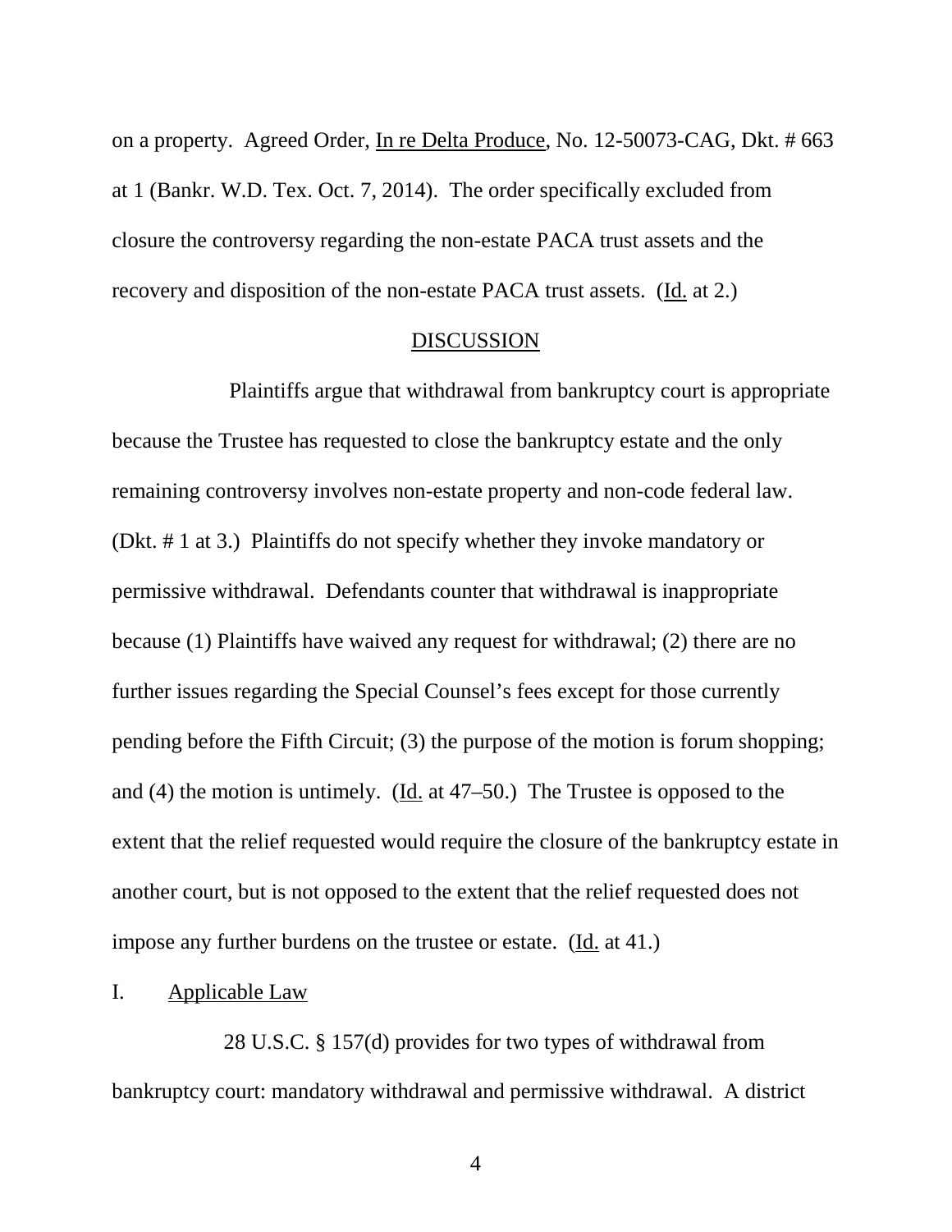on a property. Agreed Order, In re Delta Produce, No. 12-50073-CAG, Dkt. # 663 at 1 (Bankr. W.D. Tex. Oct. 7, 2014). The order specifically excluded from closure the controversy regarding the non-estate PACA trust assets and the recovery and disposition of the non-estate PACA trust assets. (Id. at 2.)

## DISCUSSION

Plaintiffs argue that withdrawal from bankruptcy court is appropriate because the Trustee has requested to close the bankruptcy estate and the only remaining controversy involves non-estate property and non-code federal law. (Dkt. # 1 at 3.) Plaintiffs do not specify whether they invoke mandatory or permissive withdrawal. Defendants counter that withdrawal is inappropriate because (1) Plaintiffs have waived any request for withdrawal; (2) there are no further issues regarding the Special Counsel's fees except for those currently pending before the Fifth Circuit; (3) the purpose of the motion is forum shopping; and (4) the motion is untimely. (Id. at 47–50.) The Trustee is opposed to the extent that the relief requested would require the closure of the bankruptcy estate in another court, but is not opposed to the extent that the relief requested does not impose any further burdens on the trustee or estate. (Id. at 41.)

## I. Applicable Law

28 U.S.C. § 157(d) provides for two types of withdrawal from bankruptcy court: mandatory withdrawal and permissive withdrawal. A district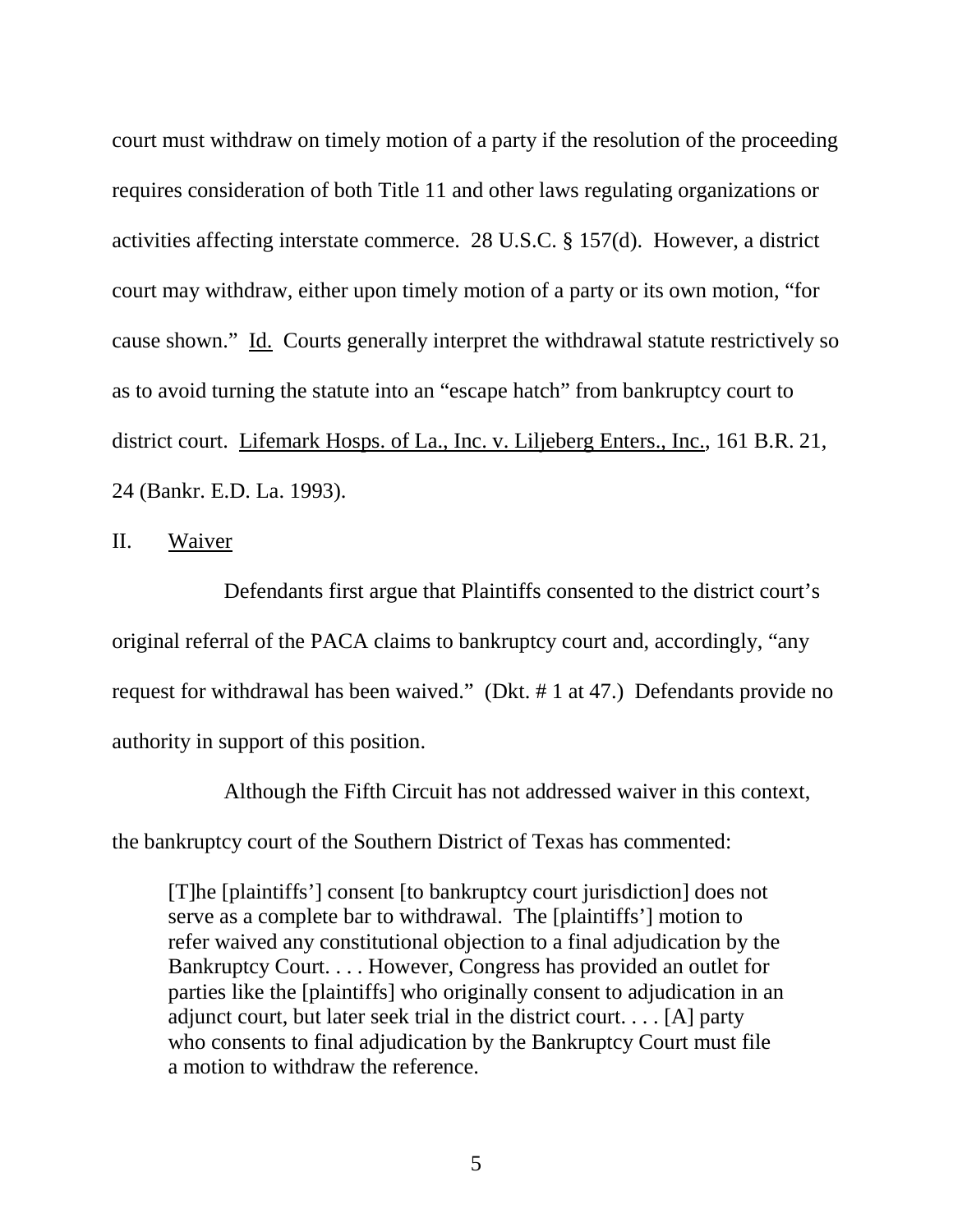court must withdraw on timely motion of a party if the resolution of the proceeding requires consideration of both Title 11 and other laws regulating organizations or activities affecting interstate commerce. 28 U.S.C. § 157(d). However, a district court may withdraw, either upon timely motion of a party or its own motion, "for cause shown." Id. Courts generally interpret the withdrawal statute restrictively so as to avoid turning the statute into an "escape hatch" from bankruptcy court to district court. Lifemark Hosps. of La., Inc. v. Liljeberg Enters., Inc., 161 B.R. 21, 24 (Bankr. E.D. La. 1993).

## II. Waiver

Defendants first argue that Plaintiffs consented to the district court's original referral of the PACA claims to bankruptcy court and, accordingly, "any request for withdrawal has been waived." (Dkt. # 1 at 47.) Defendants provide no authority in support of this position.

Although the Fifth Circuit has not addressed waiver in this context, the bankruptcy court of the Southern District of Texas has commented:

> [T]he [plaintiffs'] consent [to bankruptcy court jurisdiction] does not serve as a complete bar to withdrawal. The [plaintiffs'] motion to refer waived any constitutional objection to a final adjudication by the Bankruptcy Court. . . . However, Congress has provided an outlet for parties like the [plaintiffs] who originally consent to adjudication in an adjunct court, but later seek trial in the district court. . . . [A] party who consents to final adjudication by the Bankruptcy Court must file a motion to withdraw the reference.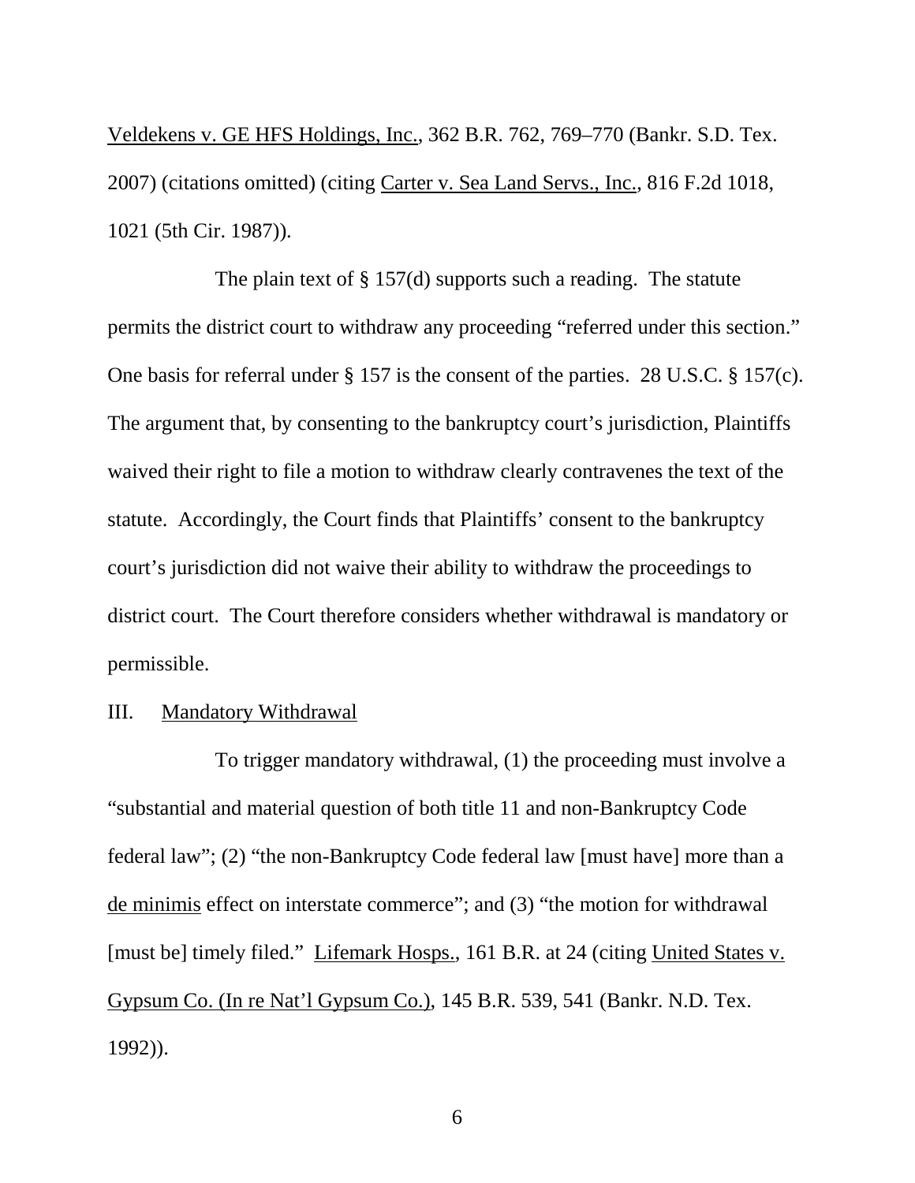Veldekens v. GE HFS Holdings, Inc., 362 B.R. 762, 769–770 (Bankr. S.D. Tex. 2007) (citations omitted) (citing Carter v. Sea Land Servs., Inc., 816 F.2d 1018, 1021 (5th Cir. 1987)).

The plain text of § 157(d) supports such a reading. The statute permits the district court to withdraw any proceeding "referred under this section." One basis for referral under § 157 is the consent of the parties. 28 U.S.C. § 157(c). The argument that, by consenting to the bankruptcy court's jurisdiction, Plaintiffs waived their right to file a motion to withdraw clearly contravenes the text of the statute. Accordingly, the Court finds that Plaintiffs' consent to the bankruptcy court's jurisdiction did not waive their ability to withdraw the proceedings to district court. The Court therefore considers whether withdrawal is mandatory or permissible.

## III. Mandatory Withdrawal

To trigger mandatory withdrawal, (1) the proceeding must involve a "substantial and material question of both title 11 and non-Bankruptcy Code federal law"; (2) "the non-Bankruptcy Code federal law [must have] more than a de minimis effect on interstate commerce"; and (3) "the motion for withdrawal [must be] timely filed." Lifemark Hosps., 161 B.R. at 24 (citing United States v. Gypsum Co. (In re Nat'l Gypsum Co.), 145 B.R. 539, 541 (Bankr. N.D. Tex. 1992)).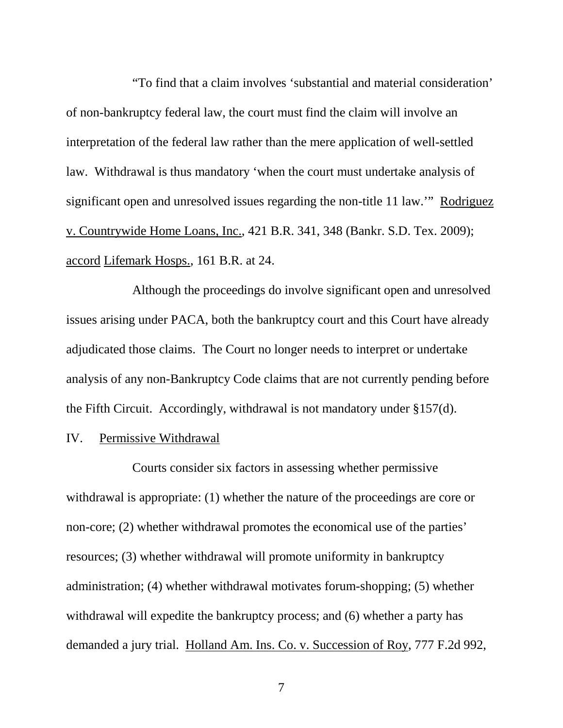“To find that a claim involves ‘substantial and material consideration’ of non-bankruptcy federal law, the court must find the claim will involve an interpretation of the federal law rather than the mere application of well-settled law. Withdrawal is thus mandatory ‘when the court must undertake analysis of significant open and unresolved issues regarding the non-title 11 law.’” Rodriguez v. Countrywide Home Loans, Inc., 421 B.R. 341, 348 (Bankr. S.D. Tex. 2009); accord Lifemark Hosps., 161 B.R. at 24.

Although the proceedings do involve significant open and unresolved issues arising under PACA, both the bankruptcy court and this Court have already adjudicated those claims. The Court no longer needs to interpret or undertake analysis of any non-Bankruptcy Code claims that are not currently pending before the Fifth Circuit. Accordingly, withdrawal is not mandatory under §157(d).

## IV. Permissive Withdrawal

Courts consider six factors in assessing whether permissive withdrawal is appropriate: (1) whether the nature of the proceedings are core or non-core; (2) whether withdrawal promotes the economical use of the parties’ resources; (3) whether withdrawal will promote uniformity in bankruptcy administration; (4) whether withdrawal motivates forum-shopping; (5) whether withdrawal will expedite the bankruptcy process; and (6) whether a party has demanded a jury trial. Holland Am. Ins. Co. v. Succession of Roy, 777 F.2d 992,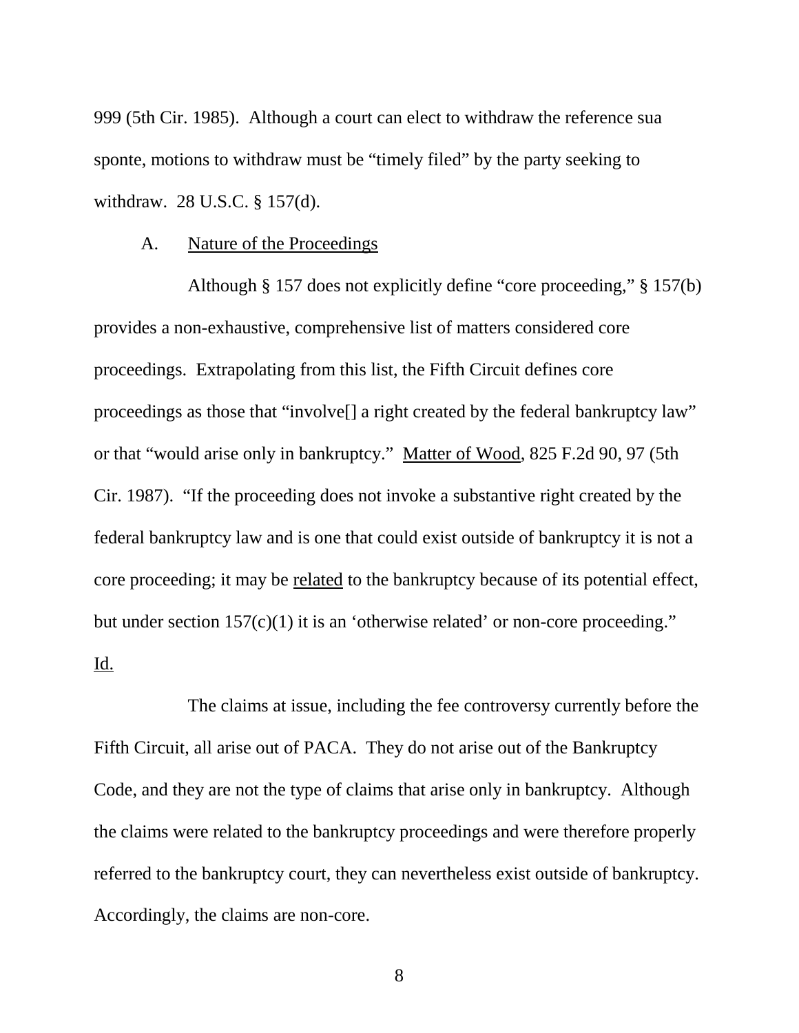999 (5th Cir. 1985). Although a court can elect to withdraw the reference sua sponte, motions to withdraw must be "timely filed" by the party seeking to withdraw. 28 U.S.C. § 157(d).

### A. Nature of the Proceedings

Although § 157 does not explicitly define "core proceeding," § 157(b) provides a non-exhaustive, comprehensive list of matters considered core proceedings. Extrapolating from this list, the Fifth Circuit defines core proceedings as those that "involve[] a right created by the federal bankruptcy law" or that "would arise only in bankruptcy." Matter of Wood, 825 F.2d 90, 97 (5th Cir. 1987). "If the proceeding does not invoke a substantive right created by the federal bankruptcy law and is one that could exist outside of bankruptcy it is not a core proceeding; it may be related to the bankruptcy because of its potential effect, but under section 157(c)(1) it is an 'otherwise related' or non-core proceeding." Id.

The claims at issue, including the fee controversy currently before the Fifth Circuit, all arise out of PACA. They do not arise out of the Bankruptcy Code, and they are not the type of claims that arise only in bankruptcy. Although the claims were related to the bankruptcy proceedings and were therefore properly referred to the bankruptcy court, they can nevertheless exist outside of bankruptcy. Accordingly, the claims are non-core.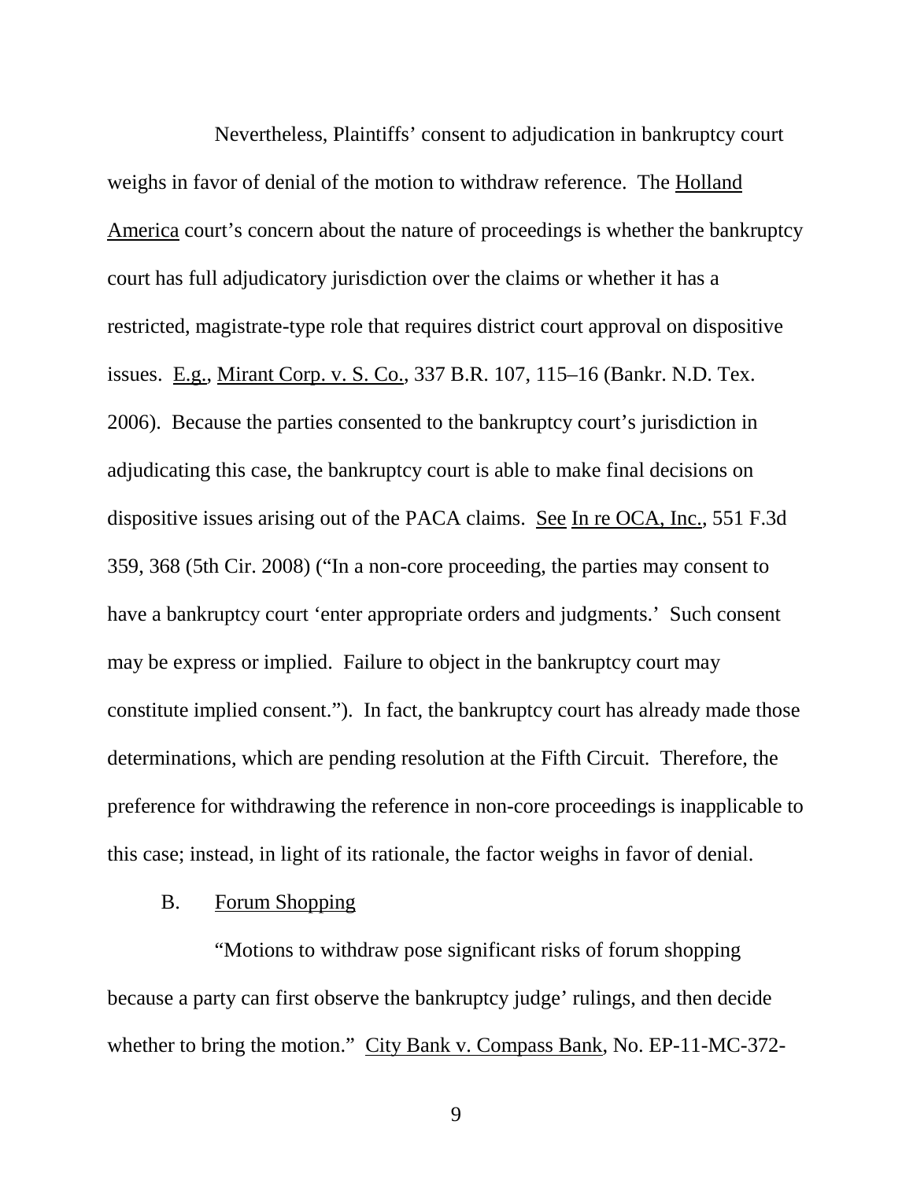Nevertheless, Plaintiffs' consent to adjudication in bankruptcy court weighs in favor of denial of the motion to withdraw reference. The Holland America court's concern about the nature of proceedings is whether the bankruptcy court has full adjudicatory jurisdiction over the claims or whether it has a restricted, magistrate-type role that requires district court approval on dispositive issues. E.g., Mirant Corp. v. S. Co., 337 B.R. 107, 115–16 (Bankr. N.D. Tex. 2006). Because the parties consented to the bankruptcy court's jurisdiction in adjudicating this case, the bankruptcy court is able to make final decisions on dispositive issues arising out of the PACA claims. See In re OCA, Inc., 551 F.3d 359, 368 (5th Cir. 2008) ("In a non-core proceeding, the parties may consent to have a bankruptcy court 'enter appropriate orders and judgments.' Such consent may be express or implied. Failure to object in the bankruptcy court may constitute implied consent."). In fact, the bankruptcy court has already made those determinations, which are pending resolution at the Fifth Circuit. Therefore, the preference for withdrawing the reference in non-core proceedings is inapplicable to this case; instead, in light of its rationale, the factor weighs in favor of denial.

B. Forum Shopping

"Motions to withdraw pose significant risks of forum shopping because a party can first observe the bankruptcy judge' rulings, and then decide whether to bring the motion." City Bank v. Compass Bank, No. EP-11-MC-372-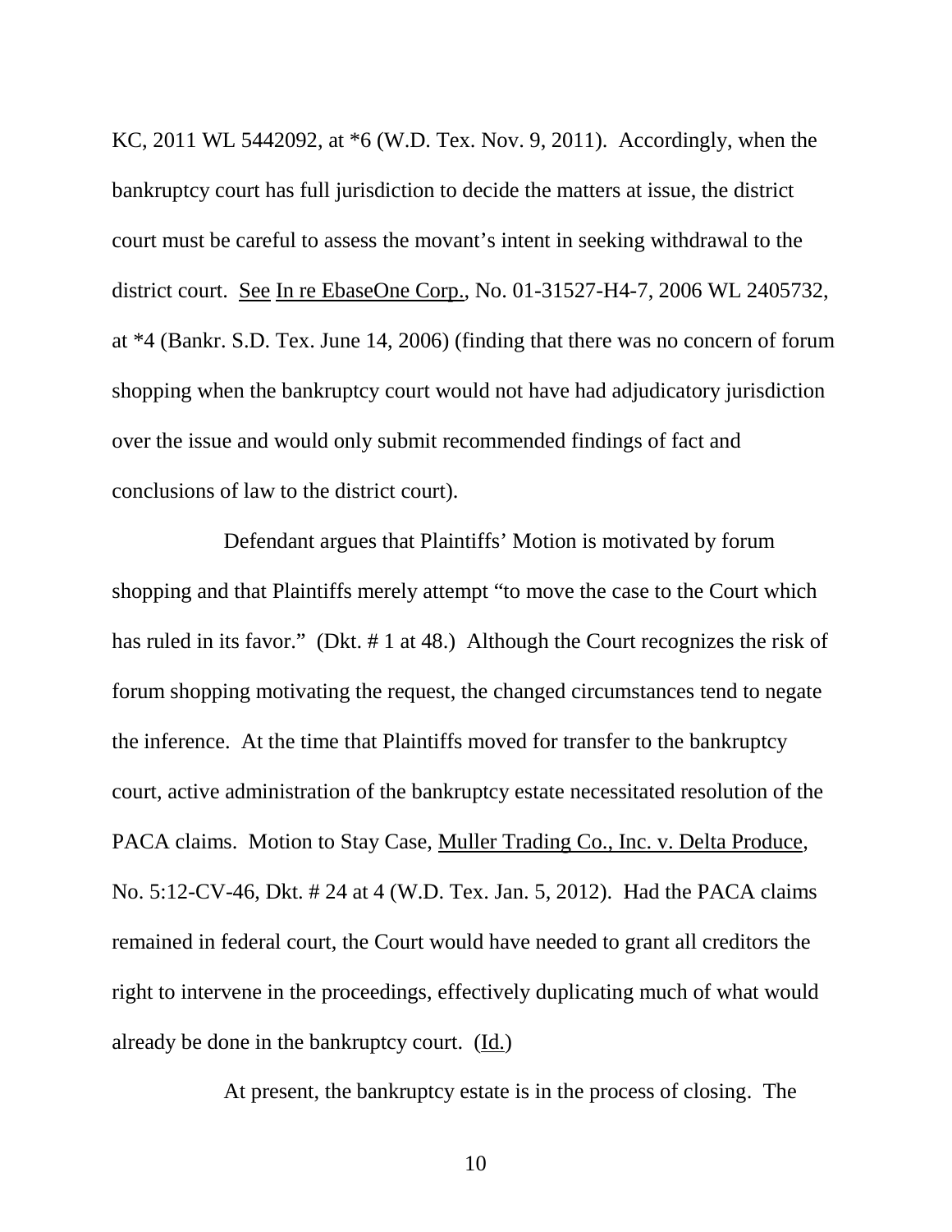KC, 2011 WL 5442092, at *6 (W.D. Tex. Nov. 9, 2011). Accordingly, when the bankruptcy court has full jurisdiction to decide the matters at issue, the district court must be careful to assess the movant's intent in seeking withdrawal to the district court. See In re EbaseOne Corp., No. 01-31527-H4-7, 2006 WL 2405732, at *4 (Bankr. S.D. Tex. June 14, 2006) (finding that there was no concern of forum shopping when the bankruptcy court would not have had adjudicatory jurisdiction over the issue and would only submit recommended findings of fact and conclusions of law to the district court).

Defendant argues that Plaintiffs' Motion is motivated by forum shopping and that Plaintiffs merely attempt "to move the case to the Court which has ruled in its favor." (Dkt. # 1 at 48.) Although the Court recognizes the risk of forum shopping motivating the request, the changed circumstances tend to negate the inference. At the time that Plaintiffs moved for transfer to the bankruptcy court, active administration of the bankruptcy estate necessitated resolution of the PACA claims. Motion to Stay Case, Muller Trading Co., Inc. v. Delta Produce, No. 5:12-CV-46, Dkt. # 24 at 4 (W.D. Tex. Jan. 5, 2012). Had the PACA claims remained in federal court, the Court would have needed to grant all creditors the right to intervene in the proceedings, effectively duplicating much of what would already be done in the bankruptcy court. (Id.)

At present, the bankruptcy estate is in the process of closing. The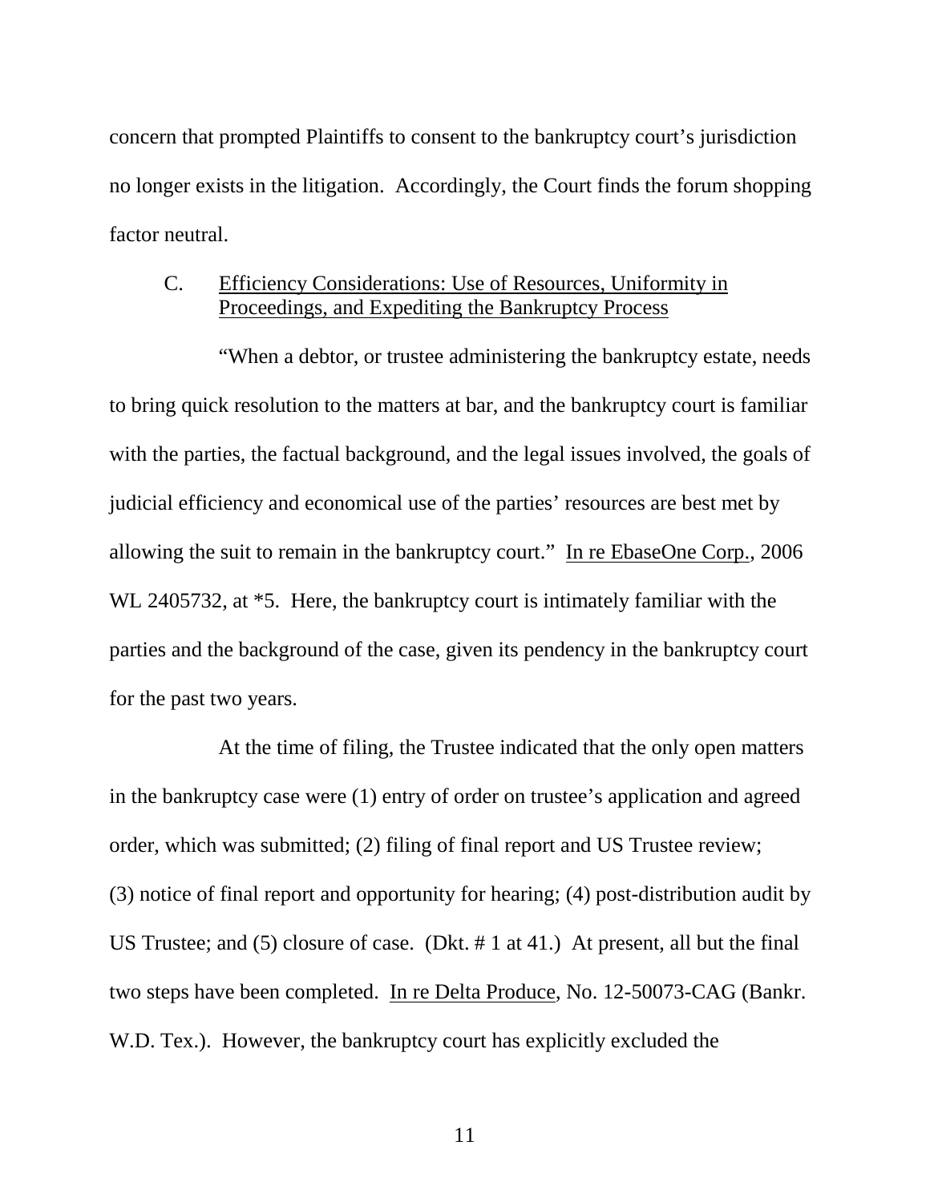concern that prompted Plaintiffs to consent to the bankruptcy court's jurisdiction no longer exists in the litigation. Accordingly, the Court finds the forum shopping factor neutral.

C. Efficiency Considerations: Use of Resources, Uniformity in Proceedings, and Expediting the Bankruptcy Process

"When a debtor, or trustee administering the bankruptcy estate, needs to bring quick resolution to the matters at bar, and the bankruptcy court is familiar with the parties, the factual background, and the legal issues involved, the goals of judicial efficiency and economical use of the parties' resources are best met by allowing the suit to remain in the bankruptcy court." In re EbaseOne Corp., 2006 WL 2405732, at *5. Here, the bankruptcy court is intimately familiar with the parties and the background of the case, given its pendency in the bankruptcy court for the past two years.

At the time of filing, the Trustee indicated that the only open matters in the bankruptcy case were (1) entry of order on trustee's application and agreed order, which was submitted; (2) filing of final report and US Trustee review; (3) notice of final report and opportunity for hearing; (4) post-distribution audit by US Trustee; and (5) closure of case. (Dkt. # 1 at 41.) At present, all but the final two steps have been completed. In re Delta Produce, No. 12-50073-CAG (Bankr. W.D. Tex.). However, the bankruptcy court has explicitly excluded the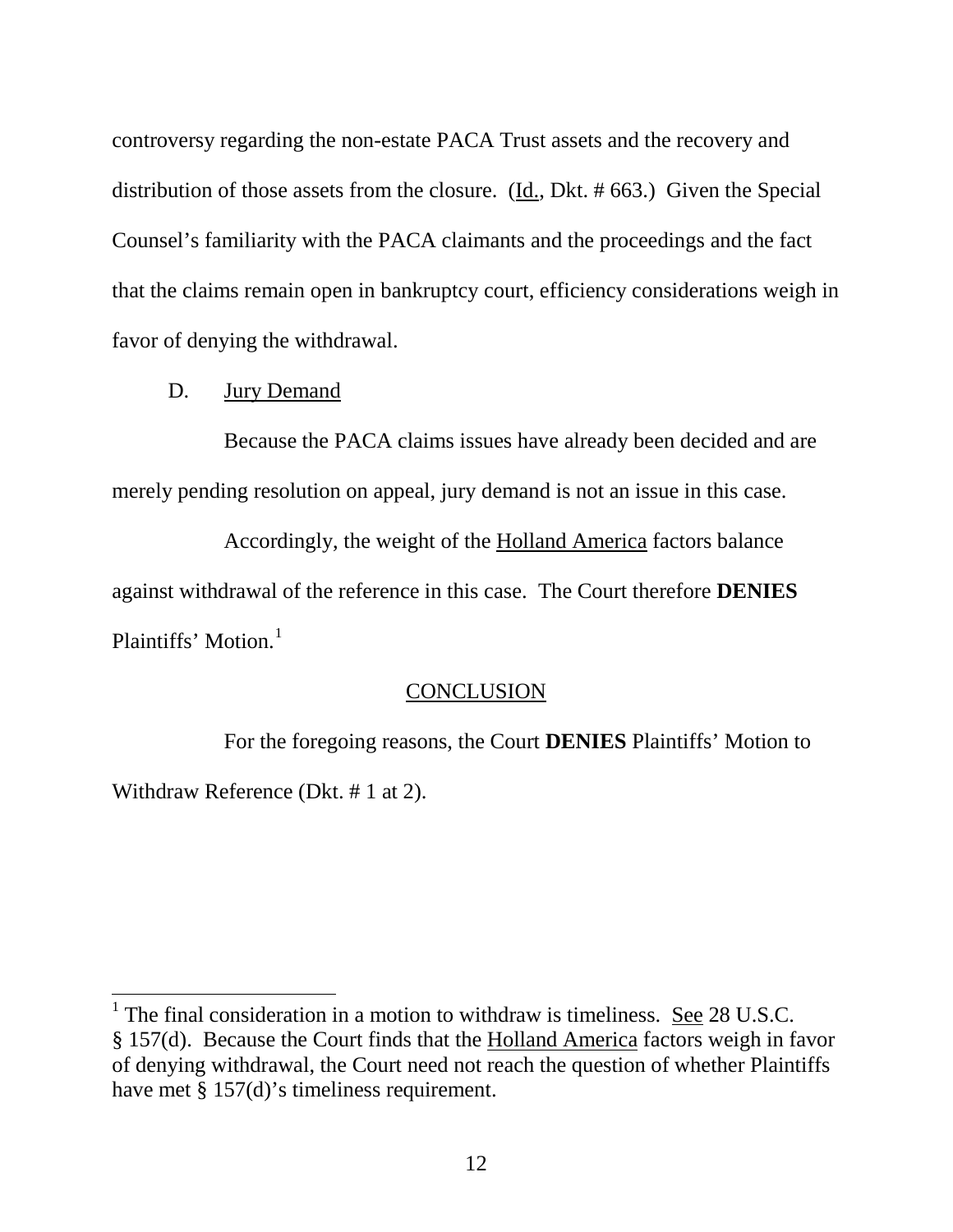controversy regarding the non-estate PACA Trust assets and the recovery and distribution of those assets from the closure. (Id., Dkt. # 663.) Given the Special Counsel's familiarity with the PACA claimants and the proceedings and the fact that the claims remain open in bankruptcy court, efficiency considerations weigh in favor of denying the withdrawal.

D. Jury Demand

Because the PACA claims issues have already been decided and are merely pending resolution on appeal, jury demand is not an issue in this case.

Accordingly, the weight of the Holland America factors balance against withdrawal of the reference in this case. The Court therefore **DENIES** Plaintiffs' Motion.[1]

## CONCLUSION

For the foregoing reasons, the Court **DENIES** Plaintiffs' Motion to Withdraw Reference (Dkt. # 1 at 2).

---

[1] The final consideration in a motion to withdraw is timeliness. See 28 U.S.C. § 157(d). Because the Court finds that the Holland America factors weigh in favor of denying withdrawal, the Court need not reach the question of whether Plaintiffs have met § 157(d)'s timeliness requirement.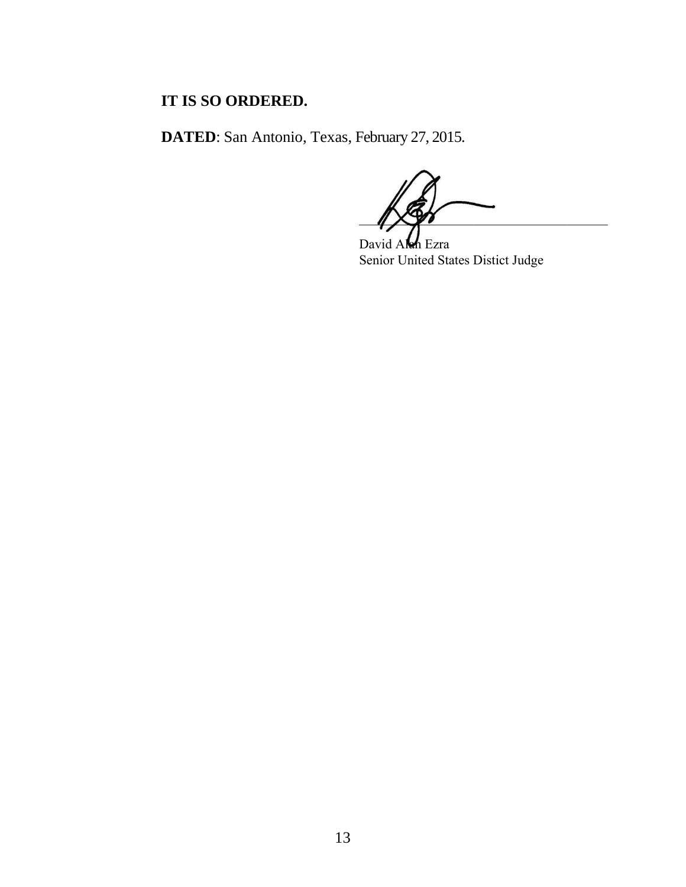**IT IS SO ORDERED.**

**DATED**: San Antonio, Texas, February 27, 2015.

David Alan Ezra
Senior United States Distict Judge